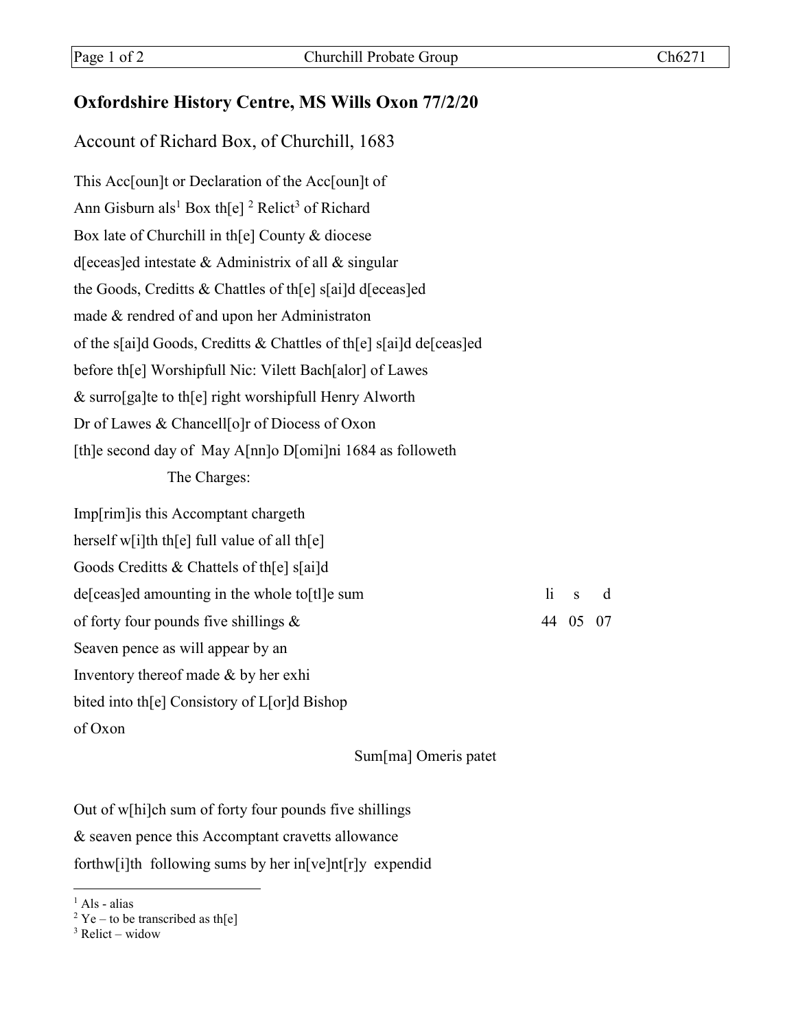# Oxfordshire History Centre, MS Wills Oxon 77/2/20

## Account of Richard Box, of Churchill, 1683

This Acc[oun]t or Declaration of the Acc[oun]t of
Ann Gisburn als[1] Box th[e] [2] Relict[3] of Richard
Box late of Churchill in th[e] County & diocese
d[eceas]ed intestate & Administrix of all & singular
the Goods, Creditts & Chattles of th[e] s[ai]d d[eceas]ed
made & rendred of and upon her Administraton
of the s[ai]d Goods, Creditts & Chattles of th[e] s[ai]d de[ceas]ed
before th[e] Worshipfull Nic: Vilett Bach[alor] of Lawes
& surro[ga]te to th[e] right worshipfull Henry Alworth
Dr of Lawes & Chancell[o]r of Diocess of Oxon
[th]e second day of May A[nn]o D[omi]ni 1684 as followeth

The Charges:

| | li | s | d |
|---|---|---|---|
| Imp[rim]is this Accomptant chargeth herself w[i]th th[e] full value of all th[e] Goods Creditts & Chattels of th[e] s[ai]d de[ceas]ed amounting in the whole to[tl]e sum of forty four pounds five shillings & Seaven pence as will appear by an Inventory thereof made & by her exhibited into th[e] Consistory of L[or]d Bishop of Oxon | 44 | 05 | 07 |

Sum[ma] Omeris patet

Out of w[hi]ch sum of forty four pounds five shillings
& seaven pence this Accomptant cravetts allowance
forthw[i]th following sums by her in[ve]nt[r]y expendid

---

[1] Als - alias
[2] Ye – to be transcribed as th[e]
[3] Relict – widow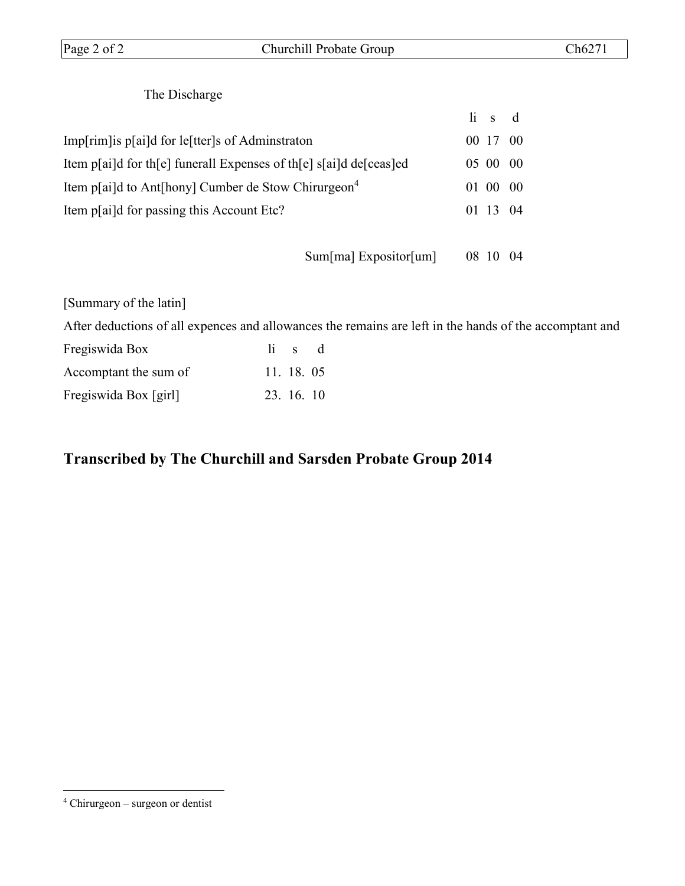The Discharge

| | li | s | d |
|---|---|---|---|
| Imp[rim]is p[ai]d for le[tter]s of Adminstraton | 00 | 17 | 00 |
| Item p[ai]d for th[e] funerall Expenses of th[e] s[ai]d de[ceas]ed | 05 | 00 | 00 |
| Item p[ai]d to Ant[hony] Cumber de Stow Chirurgeon[4] | 01 | 00 | 00 |
| Item p[ai]d for passing this Account Etc? | 01 | 13 | 04 |
| Sum[ma] Expositor[um] | 08 | 10 | 04 |

[Summary of the latin]

After deductions of all expences and allowances the remains are left in the hands of the accomptant and

| Fregiswida Box | li | s | d |
|---|---|---|---|
| Accomptant the sum of | 11. | 18. | 05 |
| Fregiswida Box [girl] | 23. | 16. | 10 |

**Transcribed by The Churchill and Sarsden Probate Group 2014**

[4] Chirurgeon – surgeon or dentist